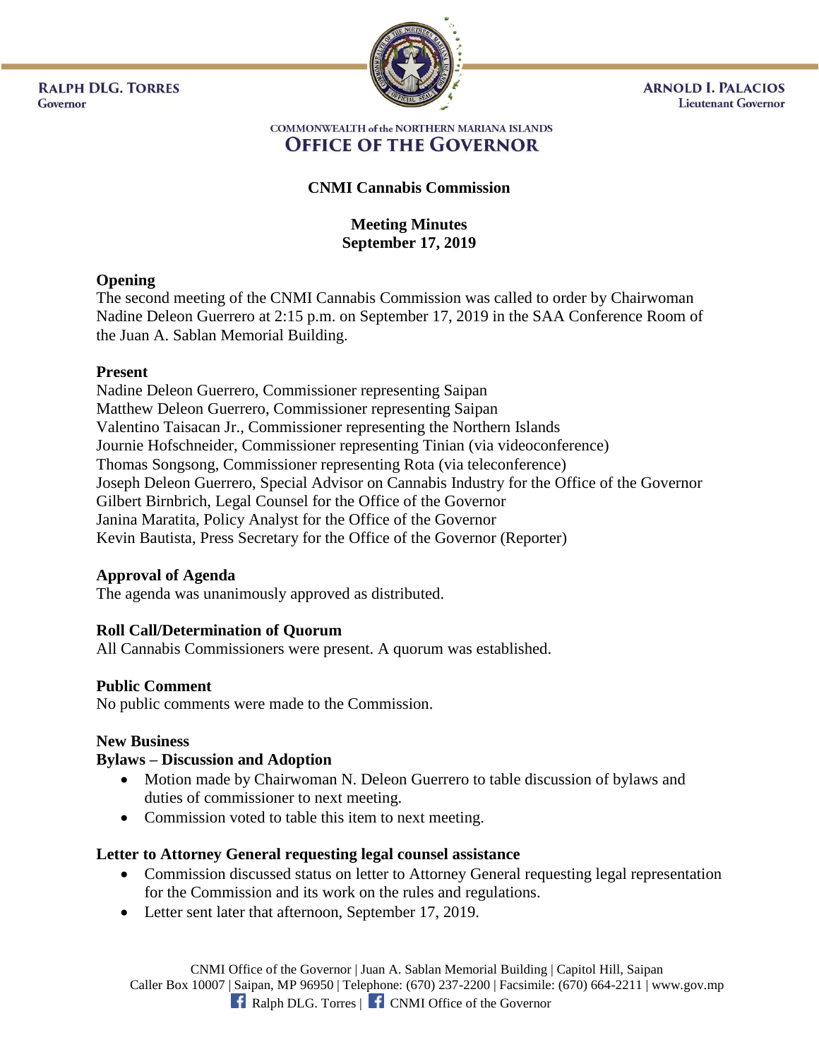RALPH DLG. TORRES
Governor

ARNOLD I. PALACIOS
Lieutenant Governor

COMMONWEALTH of the NORTHERN MARIANA ISLANDS
**OFFICE OF THE GOVERNOR**

# CNMI Cannabis Commission

## Meeting Minutes
## September 17, 2019

### Opening

The second meeting of the CNMI Cannabis Commission was called to order by Chairwoman Nadine Deleon Guerrero at 2:15 p.m. on September 17, 2019 in the SAA Conference Room of the Juan A. Sablan Memorial Building.

### Present

Nadine Deleon Guerrero, Commissioner representing Saipan
Matthew Deleon Guerrero, Commissioner representing Saipan
Valentino Taisacan Jr., Commissioner representing the Northern Islands
Journie Hofschneider, Commissioner representing Tinian (via videoconference)
Thomas Songsong, Commissioner representing Rota (via teleconference)
Joseph Deleon Guerrero, Special Advisor on Cannabis Industry for the Office of the Governor
Gilbert Birnbrich, Legal Counsel for the Office of the Governor
Janina Maratita, Policy Analyst for the Office of the Governor
Kevin Bautista, Press Secretary for the Office of the Governor (Reporter)

### Approval of Agenda

The agenda was unanimously approved as distributed.

### Roll Call/Determination of Quorum

All Cannabis Commissioners were present. A quorum was established.

### Public Comment

No public comments were made to the Commission.

### New Business

**Bylaws – Discussion and Adoption**

- Motion made by Chairwoman N. Deleon Guerrero to table discussion of bylaws and duties of commissioner to next meeting.
- Commission voted to table this item to next meeting.

**Letter to Attorney General requesting legal counsel assistance**

- Commission discussed status on letter to Attorney General requesting legal representation for the Commission and its work on the rules and regulations.
- Letter sent later that afternoon, September 17, 2019.

CNMI Office of the Governor | Juan A. Sablan Memorial Building | Capitol Hill, Saipan
Caller Box 10007 | Saipan, MP 96950 | Telephone: (670) 237-2200 | Facsimile: (670) 664-2211 | www.gov.mp
Ralph DLG. Torres | CNMI Office of the Governor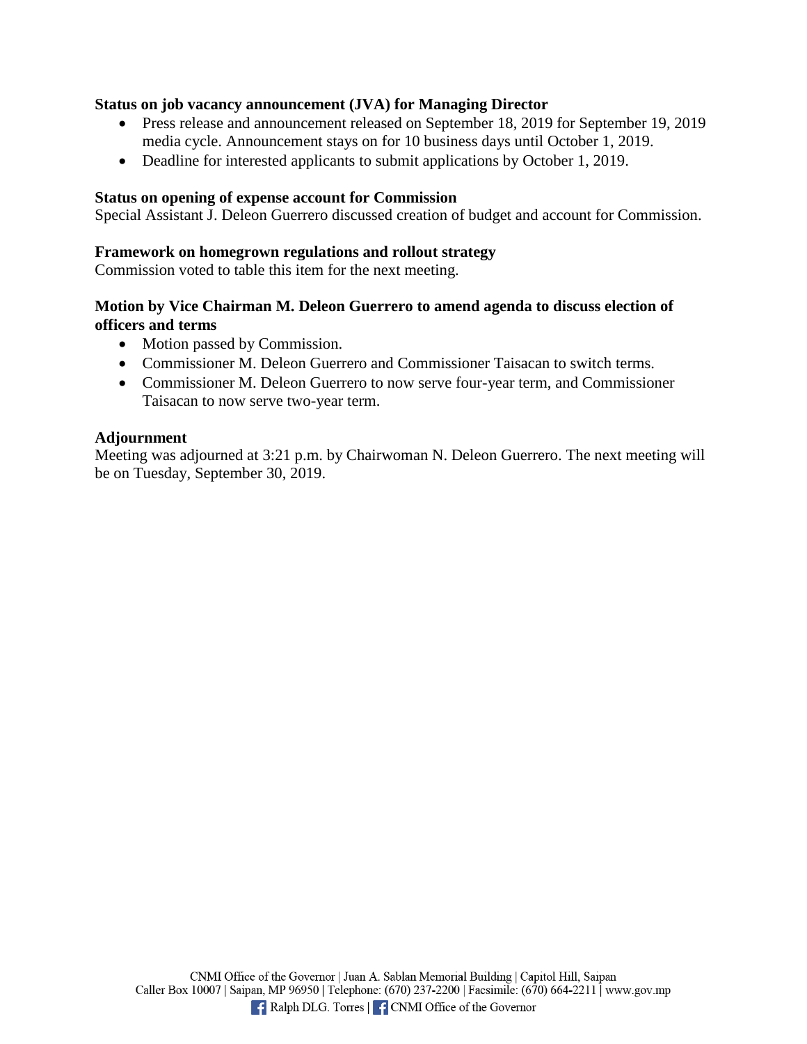**Status on job vacancy announcement (JVA) for Managing Director**

- Press release and announcement released on September 18, 2019 for September 19, 2019 media cycle. Announcement stays on for 10 business days until October 1, 2019.
- Deadline for interested applicants to submit applications by October 1, 2019.

**Status on opening of expense account for Commission**

Special Assistant J. Deleon Guerrero discussed creation of budget and account for Commission.

**Framework on homegrown regulations and rollout strategy**

Commission voted to table this item for the next meeting.

**Motion by Vice Chairman M. Deleon Guerrero to amend agenda to discuss election of officers and terms**

- Motion passed by Commission.
- Commissioner M. Deleon Guerrero and Commissioner Taisacan to switch terms.
- Commissioner M. Deleon Guerrero to now serve four-year term, and Commissioner Taisacan to now serve two-year term.

**Adjournment**

Meeting was adjourned at 3:21 p.m. by Chairwoman N. Deleon Guerrero. The next meeting will be on Tuesday, September 30, 2019.